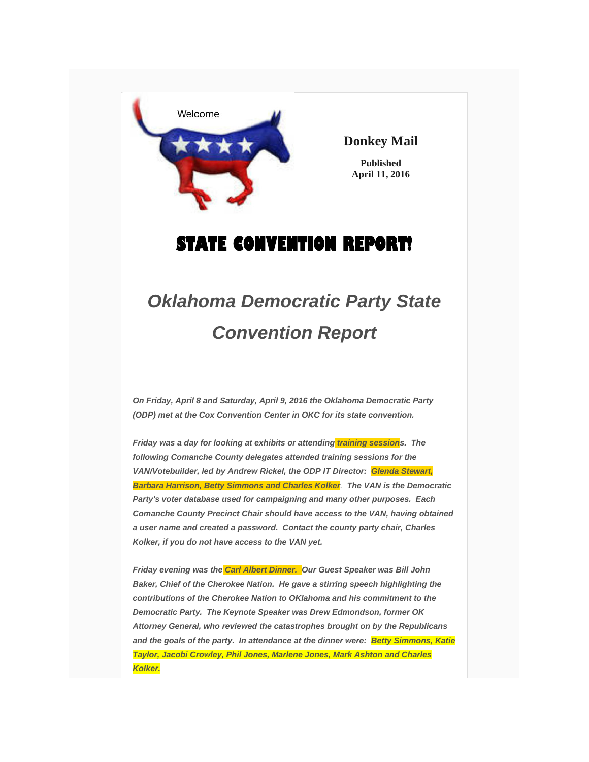Welcome

**Donkey Mail**

**Published**
**April 11, 2016**

# STATE CONVENTION REPORT!

## *Oklahoma Democratic Party State Convention Report*

***On Friday, April 8 and Saturday, April 9, 2016 the Oklahoma Democratic Party (ODP) met at the Cox Convention Center in OKC for its state convention.***

***Friday was a day for looking at exhibits or attending training sessions. The following Comanche County delegates attended training sessions for the VAN/Votebuilder, led by Andrew Rickel, the ODP IT Director: Glenda Stewart, Barbara Harrison, Betty Simmons and Charles Kolker. The VAN is the Democratic Party's voter database used for campaigning and many other purposes. Each Comanche County Precinct Chair should have access to the VAN, having obtained a user name and created a password. Contact the county party chair, Charles Kolker, if you do not have access to the VAN yet.***

***Friday evening was the Carl Albert Dinner. Our Guest Speaker was Bill John Baker, Chief of the Cherokee Nation. He gave a stirring speech highlighting the contributions of the Cherokee Nation to OKlahoma and his commitment to the Democratic Party. The Keynote Speaker was Drew Edmondson, former OK Attorney General, who reviewed the catastrophes brought on by the Republicans and the goals of the party. In attendance at the dinner were: Betty Simmons, Katie Taylor, Jacobi Crowley, Phil Jones, Marlene Jones, Mark Ashton and Charles Kolker.***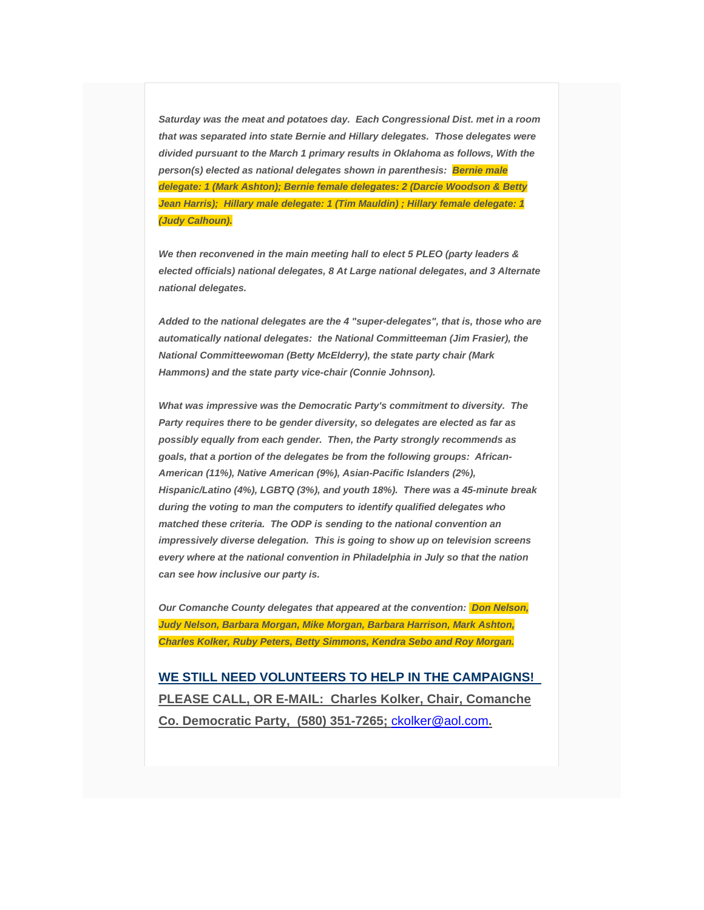***Saturday was the meat and potatoes day. Each Congressional Dist. met in a room that was separated into state Bernie and Hillary delegates. Those delegates were divided pursuant to the March 1 primary results in Oklahoma as follows, With the person(s) elected as national delegates shown in parenthesis: Bernie male delegate: 1 (Mark Ashton); Bernie female delegates: 2 (Darcie Woodson & Betty Jean Harris); Hillary male delegate: 1 (Tim Mauldin) ; Hillary female delegate: 1 (Judy Calhoun).***

***We then reconvened in the main meeting hall to elect 5 PLEO (party leaders & elected officials) national delegates, 8 At Large national delegates, and 3 Alternate national delegates.***

***Added to the national delegates are the 4 "super-delegates", that is, those who are automatically national delegates: the National Committeeman (Jim Frasier), the National Committeewoman (Betty McElderry), the state party chair (Mark Hammons) and the state party vice-chair (Connie Johnson).***

***What was impressive was the Democratic Party's commitment to diversity. The Party requires there to be gender diversity, so delegates are elected as far as possibly equally from each gender. Then, the Party strongly recommends as goals, that a portion of the delegates be from the following groups: African-American (11%), Native American (9%), Asian-Pacific Islanders (2%), Hispanic/Latino (4%), LGBTQ (3%), and youth 18%). There was a 45-minute break during the voting to man the computers to identify qualified delegates who matched these criteria. The ODP is sending to the national convention an impressively diverse delegation. This is going to show up on television screens every where at the national convention in Philadelphia in July so that the nation can see how inclusive our party is.***

***Our Comanche County delegates that appeared at the convention: Don Nelson, Judy Nelson, Barbara Morgan, Mike Morgan, Barbara Harrison, Mark Ashton, Charles Kolker, Ruby Peters, Betty Simmons, Kendra Sebo and Roy Morgan.***

**WE STILL NEED VOLUNTEERS TO HELP IN THE CAMPAIGNS! PLEASE CALL, OR E-MAIL: Charles Kolker, Chair, Comanche Co. Democratic Party, (580) 351-7265; ckolker@aol.com.**